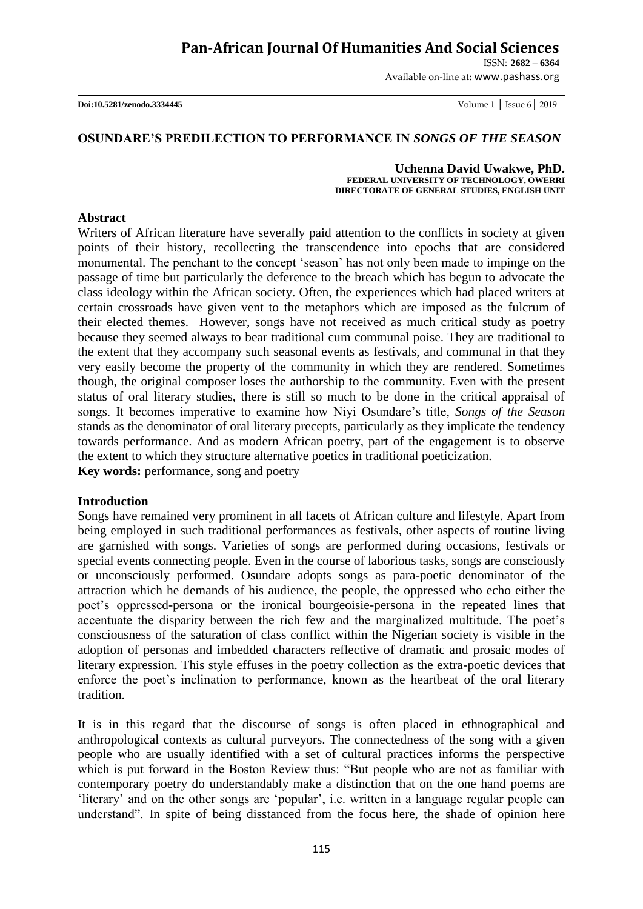# OSUNDARE'S PREDILECTION TO PERFORMANCE IN *SONGS OF THE SEASON*

**Uchenna David Uwakwe, PhD.**
**FEDERAL UNIVERSITY OF TECHNOLOGY, OWERRI**
**DIRECTORATE OF GENERAL STUDIES, ENGLISH UNIT**

## Abstract

Writers of African literature have severally paid attention to the conflicts in society at given points of their history, recollecting the transcendence into epochs that are considered monumental. The penchant to the concept 'season' has not only been made to impinge on the passage of time but particularly the deference to the breach which has begun to advocate the class ideology within the African society. Often, the experiences which had placed writers at certain crossroads have given vent to the metaphors which are imposed as the fulcrum of their elected themes. However, songs have not received as much critical study as poetry because they seemed always to bear traditional cum communal poise. They are traditional to the extent that they accompany such seasonal events as festivals, and communal in that they very easily become the property of the community in which they are rendered. Sometimes though, the original composer loses the authorship to the community. Even with the present status of oral literary studies, there is still so much to be done in the critical appraisal of songs. It becomes imperative to examine how Niyi Osundare's title, *Songs of the Season* stands as the denominator of oral literary precepts, particularly as they implicate the tendency towards performance. And as modern African poetry, part of the engagement is to observe the extent to which they structure alternative poetics in traditional poeticization.

**Key words:** performance, song and poetry

## Introduction

Songs have remained very prominent in all facets of African culture and lifestyle. Apart from being employed in such traditional performances as festivals, other aspects of routine living are garnished with songs. Varieties of songs are performed during occasions, festivals or special events connecting people. Even in the course of laborious tasks, songs are consciously or unconsciously performed. Osundare adopts songs as para-poetic denominator of the attraction which he demands of his audience, the people, the oppressed who echo either the poet's oppressed-persona or the ironical bourgeoisie-persona in the repeated lines that accentuate the disparity between the rich few and the marginalized multitude. The poet's consciousness of the saturation of class conflict within the Nigerian society is visible in the adoption of personas and imbedded characters reflective of dramatic and prosaic modes of literary expression. This style effuses in the poetry collection as the extra-poetic devices that enforce the poet's inclination to performance, known as the heartbeat of the oral literary tradition.

It is in this regard that the discourse of songs is often placed in ethnographical and anthropological contexts as cultural purveyors. The connectedness of the song with a given people who are usually identified with a set of cultural practices informs the perspective which is put forward in the Boston Review thus: "But people who are not as familiar with contemporary poetry do understandably make a distinction that on the one hand poems are 'literary' and on the other songs are 'popular', i.e. written in a language regular people can understand". In spite of being disstanced from the focus here, the shade of opinion here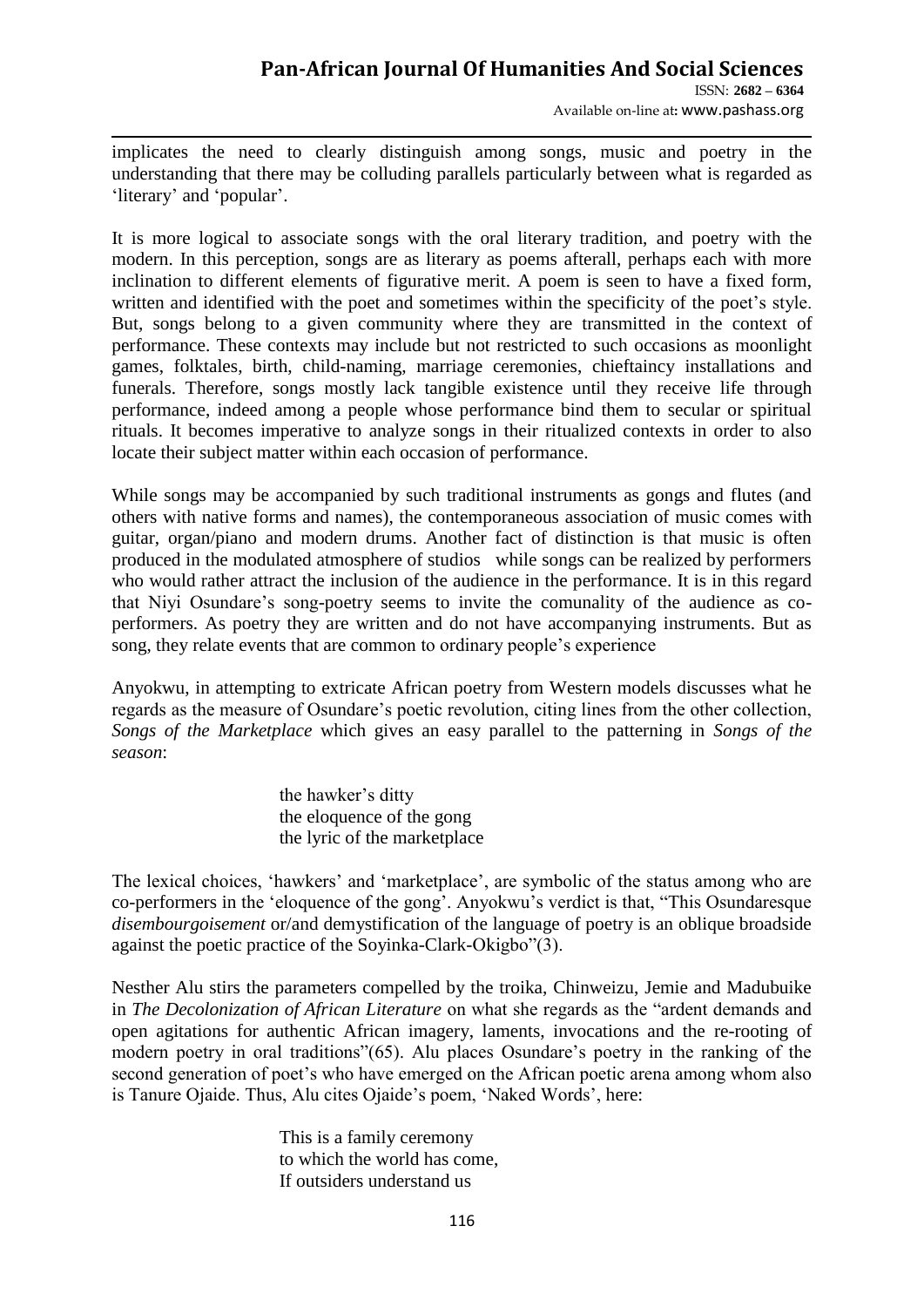implicates the need to clearly distinguish among songs, music and poetry in the understanding that there may be colluding parallels particularly between what is regarded as 'literary' and 'popular'.

It is more logical to associate songs with the oral literary tradition, and poetry with the modern. In this perception, songs are as literary as poems afterall, perhaps each with more inclination to different elements of figurative merit. A poem is seen to have a fixed form, written and identified with the poet and sometimes within the specificity of the poet's style. But, songs belong to a given community where they are transmitted in the context of performance. These contexts may include but not restricted to such occasions as moonlight games, folktales, birth, child-naming, marriage ceremonies, chieftaincy installations and funerals. Therefore, songs mostly lack tangible existence until they receive life through performance, indeed among a people whose performance bind them to secular or spiritual rituals. It becomes imperative to analyze songs in their ritualized contexts in order to also locate their subject matter within each occasion of performance.

While songs may be accompanied by such traditional instruments as gongs and flutes (and others with native forms and names), the contemporaneous association of music comes with guitar, organ/piano and modern drums. Another fact of distinction is that music is often produced in the modulated atmosphere of studios while songs can be realized by performers who would rather attract the inclusion of the audience in the performance. It is in this regard that Niyi Osundare's song-poetry seems to invite the comunality of the audience as co-performers. As poetry they are written and do not have accompanying instruments. But as song, they relate events that are common to ordinary people's experience

Anyokwu, in attempting to extricate African poetry from Western models discusses what he regards as the measure of Osundare's poetic revolution, citing lines from the other collection, *Songs of the Marketplace* which gives an easy parallel to the patterning in *Songs of the season*:

> the hawker's ditty
> the eloquence of the gong
> the lyric of the marketplace

The lexical choices, 'hawkers' and 'marketplace', are symbolic of the status among who are co-performers in the 'eloquence of the gong'. Anyokwu's verdict is that, "This Osundaresque *disembourgoisement* or/and demystification of the language of poetry is an oblique broadside against the poetic practice of the Soyinka-Clark-Okigbo"(3).

Nesther Alu stirs the parameters compelled by the troika, Chinweizu, Jemie and Madubuike in *The Decolonization of African Literature* on what she regards as the "ardent demands and open agitations for authentic African imagery, laments, invocations and the re-rooting of modern poetry in oral traditions"(65). Alu places Osundare's poetry in the ranking of the second generation of poet's who have emerged on the African poetic arena among whom also is Tanure Ojaide. Thus, Alu cites Ojaide's poem, 'Naked Words', here:

> This is a family ceremony
> to which the world has come,
> If outsiders understand us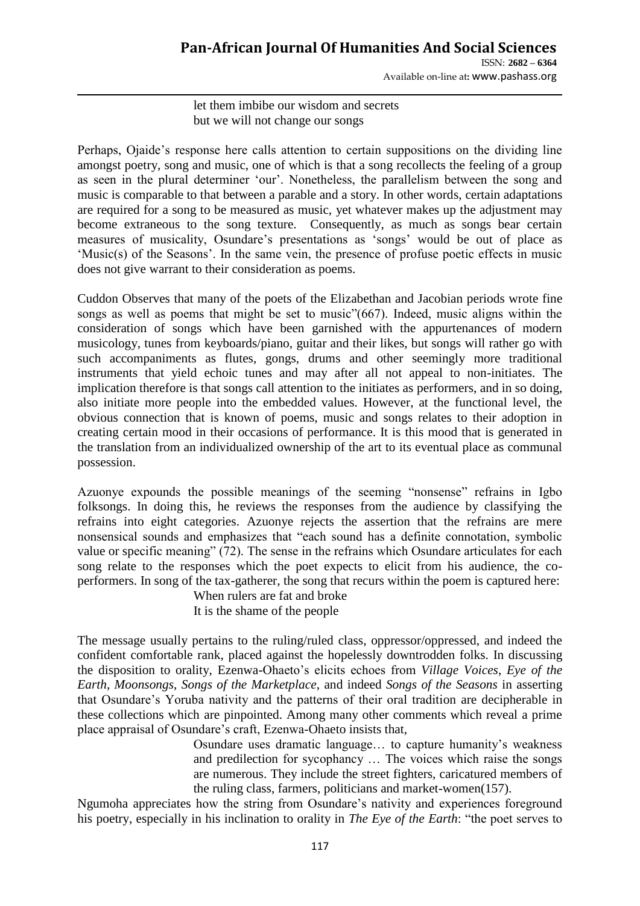> let them imbibe our wisdom and secrets
> but we will not change our songs

Perhaps, Ojaide's response here calls attention to certain suppositions on the dividing line amongst poetry, song and music, one of which is that a song recollects the feeling of a group as seen in the plural determiner 'our'. Nonetheless, the parallelism between the song and music is comparable to that between a parable and a story. In other words, certain adaptations are required for a song to be measured as music, yet whatever makes up the adjustment may become extraneous to the song texture. Consequently, as much as songs bear certain measures of musicality, Osundare's presentations as 'songs' would be out of place as 'Music(s) of the Seasons'. In the same vein, the presence of profuse poetic effects in music does not give warrant to their consideration as poems.

Cuddon Observes that many of the poets of the Elizabethan and Jacobian periods wrote fine songs as well as poems that might be set to music"(667). Indeed, music aligns within the consideration of songs which have been garnished with the appurtenances of modern musicology, tunes from keyboards/piano, guitar and their likes, but songs will rather go with such accompaniments as flutes, gongs, drums and other seemingly more traditional instruments that yield echoic tunes and may after all not appeal to non-initiates. The implication therefore is that songs call attention to the initiates as performers, and in so doing, also initiate more people into the embedded values. However, at the functional level, the obvious connection that is known of poems, music and songs relates to their adoption in creating certain mood in their occasions of performance. It is this mood that is generated in the translation from an individualized ownership of the art to its eventual place as communal possession.

Azuonye expounds the possible meanings of the seeming "nonsense" refrains in Igbo folksongs. In doing this, he reviews the responses from the audience by classifying the refrains into eight categories. Azuonye rejects the assertion that the refrains are mere nonsensical sounds and emphasizes that "each sound has a definite connotation, symbolic value or specific meaning" (72). The sense in the refrains which Osundare articulates for each song relate to the responses which the poet expects to elicit from his audience, the co-performers. In song of the tax-gatherer, the song that recurs within the poem is captured here:

> When rulers are fat and broke
> It is the shame of the people

The message usually pertains to the ruling/ruled class, oppressor/oppressed, and indeed the confident comfortable rank, placed against the hopelessly downtrodden folks. In discussing the disposition to orality, Ezenwa-Ohaeto's elicits echoes from *Village Voices*, *Eye of the Earth, Moonsongs*, *Songs of the Marketplace*, and indeed *Songs of the Seasons* in asserting that Osundare's Yoruba nativity and the patterns of their oral tradition are decipherable in these collections which are pinpointed. Among many other comments which reveal a prime place appraisal of Osundare's craft, Ezenwa-Ohaeto insists that,

> Osundare uses dramatic language… to capture humanity's weakness and predilection for sycophancy … The voices which raise the songs are numerous. They include the street fighters, caricatured members of the ruling class, farmers, politicians and market-women(157).

Ngumoha appreciates how the string from Osundare's nativity and experiences foreground his poetry, especially in his inclination to orality in *The Eye of the Earth*: "the poet serves to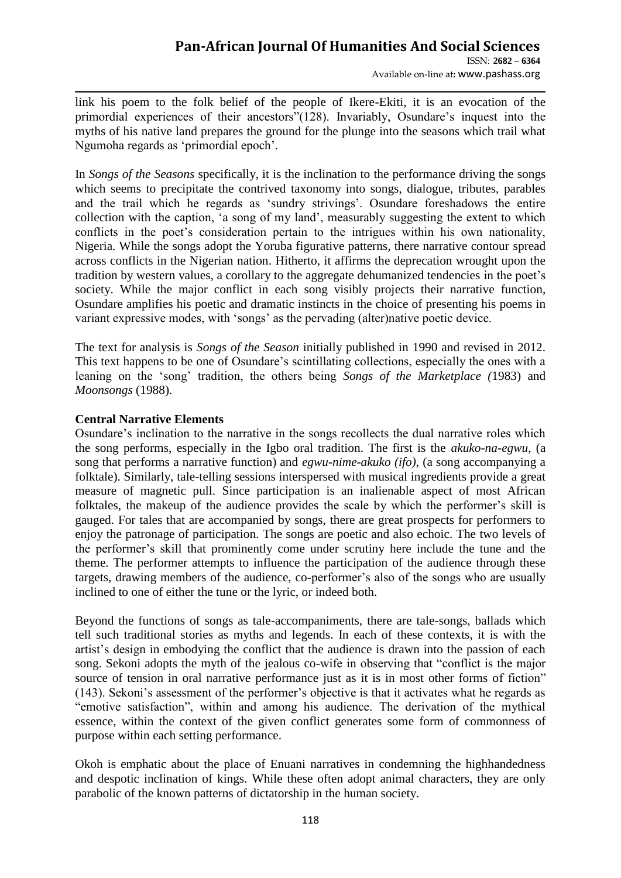link his poem to the folk belief of the people of Ikere-Ekiti, it is an evocation of the primordial experiences of their ancestors"(128). Invariably, Osundare's inquest into the myths of his native land prepares the ground for the plunge into the seasons which trail what Ngumoha regards as 'primordial epoch'.

In *Songs of the Seasons* specifically, it is the inclination to the performance driving the songs which seems to precipitate the contrived taxonomy into songs, dialogue, tributes, parables and the trail which he regards as 'sundry strivings'. Osundare foreshadows the entire collection with the caption, 'a song of my land', measurably suggesting the extent to which conflicts in the poet's consideration pertain to the intrigues within his own nationality, Nigeria. While the songs adopt the Yoruba figurative patterns, there narrative contour spread across conflicts in the Nigerian nation. Hitherto, it affirms the deprecation wrought upon the tradition by western values, a corollary to the aggregate dehumanized tendencies in the poet's society. While the major conflict in each song visibly projects their narrative function, Osundare amplifies his poetic and dramatic instincts in the choice of presenting his poems in variant expressive modes, with 'songs' as the pervading (alter)native poetic device.

The text for analysis is *Songs of the Season* initially published in 1990 and revised in 2012. This text happens to be one of Osundare's scintillating collections, especially the ones with a leaning on the 'song' tradition, the others being *Songs of the Marketplace (*1983) and *Moonsongs* (1988).

**Central Narrative Elements**

Osundare's inclination to the narrative in the songs recollects the dual narrative roles which the song performs, especially in the Igbo oral tradition. The first is the *akuko-na-egwu*, (a song that performs a narrative function) and *egwu-nime-akuko (ifo)*, (a song accompanying a folktale). Similarly, tale-telling sessions interspersed with musical ingredients provide a great measure of magnetic pull. Since participation is an inalienable aspect of most African folktales, the makeup of the audience provides the scale by which the performer's skill is gauged. For tales that are accompanied by songs, there are great prospects for performers to enjoy the patronage of participation. The songs are poetic and also echoic. The two levels of the performer's skill that prominently come under scrutiny here include the tune and the theme. The performer attempts to influence the participation of the audience through these targets, drawing members of the audience, co-performer's also of the songs who are usually inclined to one of either the tune or the lyric, or indeed both.

Beyond the functions of songs as tale-accompaniments, there are tale-songs, ballads which tell such traditional stories as myths and legends. In each of these contexts, it is with the artist's design in embodying the conflict that the audience is drawn into the passion of each song. Sekoni adopts the myth of the jealous co-wife in observing that "conflict is the major source of tension in oral narrative performance just as it is in most other forms of fiction" (143). Sekoni's assessment of the performer's objective is that it activates what he regards as "emotive satisfaction", within and among his audience. The derivation of the mythical essence, within the context of the given conflict generates some form of commonness of purpose within each setting performance.

Okoh is emphatic about the place of Enuani narratives in condemning the highhandedness and despotic inclination of kings. While these often adopt animal characters, they are only parabolic of the known patterns of dictatorship in the human society.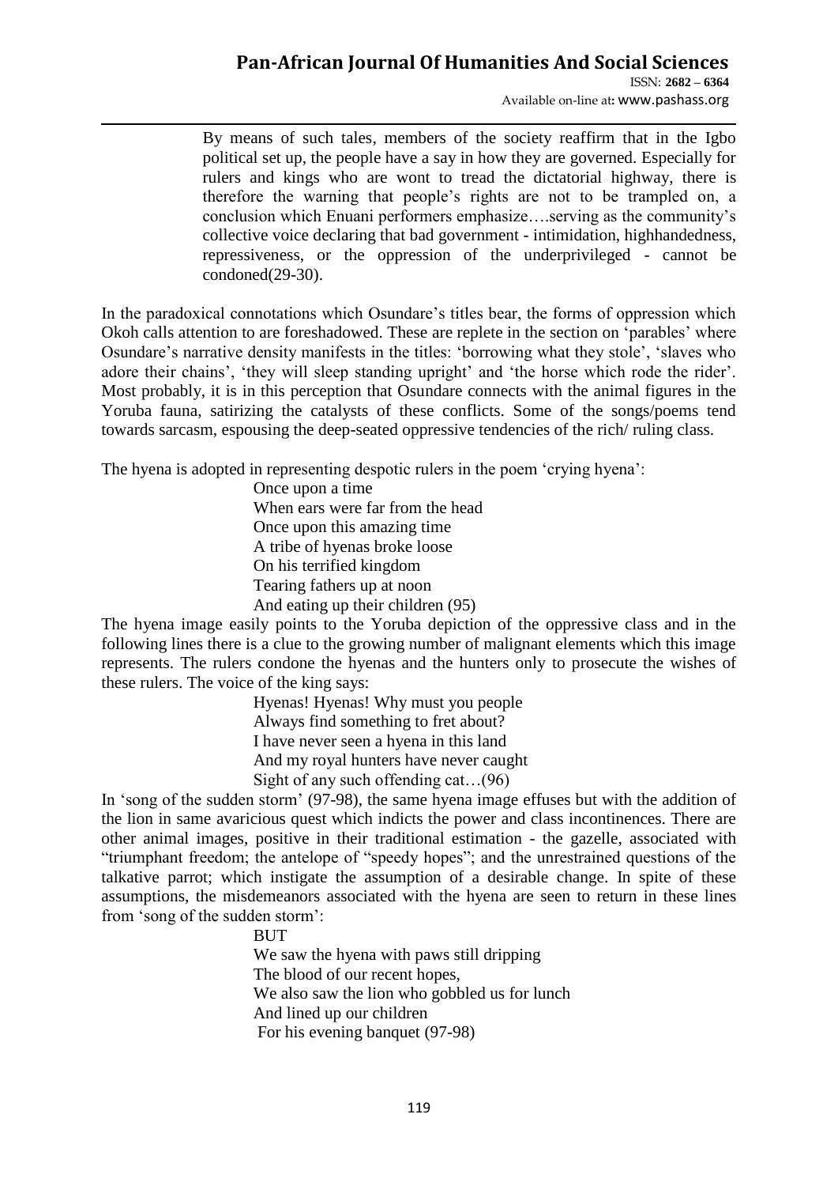> By means of such tales, members of the society reaffirm that in the Igbo political set up, the people have a say in how they are governed. Especially for rulers and kings who are wont to tread the dictatorial highway, there is therefore the warning that people's rights are not to be trampled on, a conclusion which Enuani performers emphasize….serving as the community's collective voice declaring that bad government - intimidation, highhandedness, repressiveness, or the oppression of the underprivileged - cannot be condoned(29-30).

In the paradoxical connotations which Osundare's titles bear, the forms of oppression which Okoh calls attention to are foreshadowed. These are replete in the section on 'parables' where Osundare's narrative density manifests in the titles: 'borrowing what they stole', 'slaves who adore their chains', 'they will sleep standing upright' and 'the horse which rode the rider'. Most probably, it is in this perception that Osundare connects with the animal figures in the Yoruba fauna, satirizing the catalysts of these conflicts. Some of the songs/poems tend towards sarcasm, espousing the deep-seated oppressive tendencies of the rich/ ruling class.

The hyena is adopted in representing despotic rulers in the poem 'crying hyena':

> Once upon a time  
> When ears were far from the head  
> Once upon this amazing time  
> A tribe of hyenas broke loose  
> On his terrified kingdom  
> Tearing fathers up at noon  
> And eating up their children (95)

The hyena image easily points to the Yoruba depiction of the oppressive class and in the following lines there is a clue to the growing number of malignant elements which this image represents. The rulers condone the hyenas and the hunters only to prosecute the wishes of these rulers. The voice of the king says:

> Hyenas! Hyenas! Why must you people  
> Always find something to fret about?  
> I have never seen a hyena in this land  
> And my royal hunters have never caught  
> Sight of any such offending cat…(96)

In 'song of the sudden storm' (97-98), the same hyena image effuses but with the addition of the lion in same avaricious quest which indicts the power and class incontinences. There are other animal images, positive in their traditional estimation - the gazelle, associated with "triumphant freedom; the antelope of "speedy hopes"; and the unrestrained questions of the talkative parrot; which instigate the assumption of a desirable change. In spite of these assumptions, the misdemeanors associated with the hyena are seen to return in these lines from 'song of the sudden storm':

> BUT  
> We saw the hyena with paws still dripping  
> The blood of our recent hopes,  
> We also saw the lion who gobbled us for lunch  
> And lined up our children  
> For his evening banquet (97-98)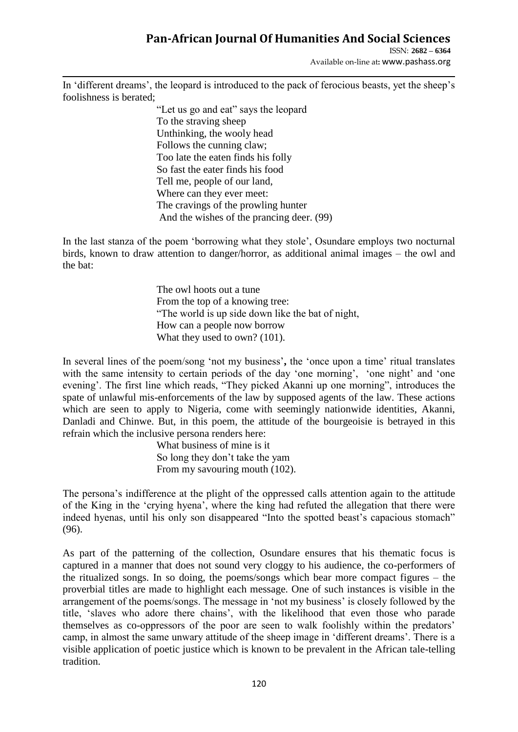In 'different dreams', the leopard is introduced to the pack of ferocious beasts, yet the sheep's foolishness is berated;

> "Let us go and eat" says the leopard
> To the straving sheep
> Unthinking, the wooly head
> Follows the cunning claw;
> Too late the eaten finds his folly
> So fast the eater finds his food
> Tell me, people of our land,
> Where can they ever meet:
> The cravings of the prowling hunter
> And the wishes of the prancing deer. (99)

In the last stanza of the poem 'borrowing what they stole', Osundare employs two nocturnal birds, known to draw attention to danger/horror, as additional animal images – the owl and the bat:

> The owl hoots out a tune
> From the top of a knowing tree:
> "The world is up side down like the bat of night,
> How can a people now borrow
> What they used to own? (101).

In several lines of the poem/song 'not my business'**,** the 'once upon a time' ritual translates with the same intensity to certain periods of the day 'one morning', 'one night' and 'one evening'. The first line which reads, "They picked Akanni up one morning", introduces the spate of unlawful mis-enforcements of the law by supposed agents of the law. These actions which are seen to apply to Nigeria, come with seemingly nationwide identities, Akanni, Danladi and Chinwe. But, in this poem, the attitude of the bourgeoisie is betrayed in this refrain which the inclusive persona renders here:

> What business of mine is it
> So long they don't take the yam
> From my savouring mouth (102).

The persona's indifference at the plight of the oppressed calls attention again to the attitude of the King in the 'crying hyena', where the king had refuted the allegation that there were indeed hyenas, until his only son disappeared "Into the spotted beast's capacious stomach" (96).

As part of the patterning of the collection, Osundare ensures that his thematic focus is captured in a manner that does not sound very cloggy to his audience, the co-performers of the ritualized songs. In so doing, the poems/songs which bear more compact figures – the proverbial titles are made to highlight each message. One of such instances is visible in the arrangement of the poems/songs. The message in 'not my business' is closely followed by the title, 'slaves who adore there chains', with the likelihood that even those who parade themselves as co-oppressors of the poor are seen to walk foolishly within the predators' camp, in almost the same unwary attitude of the sheep image in 'different dreams'. There is a visible application of poetic justice which is known to be prevalent in the African tale-telling tradition.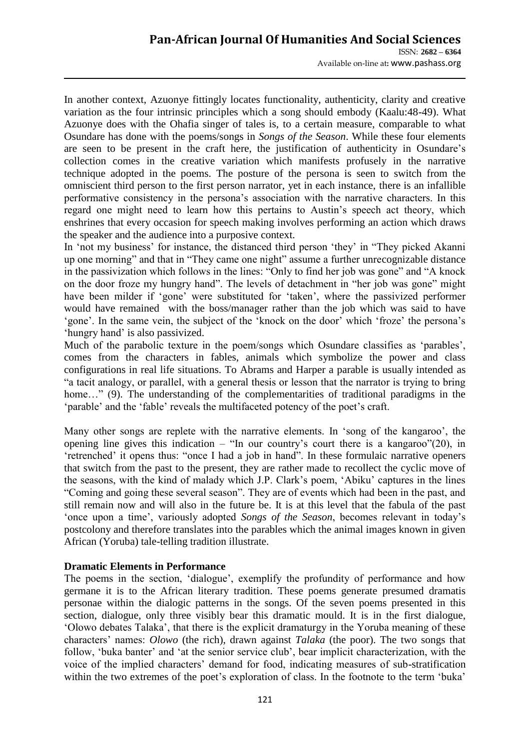In another context, Azuonye fittingly locates functionality, authenticity, clarity and creative variation as the four intrinsic principles which a song should embody (Kaalu:48-49). What Azuonye does with the Ohafia singer of tales is, to a certain measure, comparable to what Osundare has done with the poems/songs in *Songs of the Season*. While these four elements are seen to be present in the craft here, the justification of authenticity in Osundare's collection comes in the creative variation which manifests profusely in the narrative technique adopted in the poems. The posture of the persona is seen to switch from the omniscient third person to the first person narrator, yet in each instance, there is an infallible performative consistency in the persona's association with the narrative characters. In this regard one might need to learn how this pertains to Austin's speech act theory, which enshrines that every occasion for speech making involves performing an action which draws the speaker and the audience into a purposive context.

In 'not my business' for instance, the distanced third person 'they' in "They picked Akanni up one morning" and that in "They came one night" assume a further unrecognizable distance in the passivization which follows in the lines: "Only to find her job was gone" and "A knock on the door froze my hungry hand". The levels of detachment in "her job was gone" might have been milder if 'gone' were substituted for 'taken', where the passivized performer would have remained with the boss/manager rather than the job which was said to have 'gone'. In the same vein, the subject of the 'knock on the door' which 'froze' the persona's 'hungry hand' is also passivized.

Much of the parabolic texture in the poem/songs which Osundare classifies as 'parables', comes from the characters in fables, animals which symbolize the power and class configurations in real life situations. To Abrams and Harper a parable is usually intended as "a tacit analogy, or parallel, with a general thesis or lesson that the narrator is trying to bring home…" (9). The understanding of the complementarities of traditional paradigms in the 'parable' and the 'fable' reveals the multifaceted potency of the poet's craft.

Many other songs are replete with the narrative elements. In 'song of the kangaroo', the opening line gives this indication – "In our country's court there is a kangaroo"(20), in 'retrenched' it opens thus: "once I had a job in hand". In these formulaic narrative openers that switch from the past to the present, they are rather made to recollect the cyclic move of the seasons, with the kind of malady which J.P. Clark's poem, 'Abiku' captures in the lines "Coming and going these several season". They are of events which had been in the past, and still remain now and will also in the future be. It is at this level that the fabula of the past 'once upon a time', variously adopted *Songs of the Season*, becomes relevant in today's postcolony and therefore translates into the parables which the animal images known in given African (Yoruba) tale-telling tradition illustrate.

## Dramatic Elements in Performance

The poems in the section, 'dialogue', exemplify the profundity of performance and how germane it is to the African literary tradition. These poems generate presumed dramatis personae within the dialogic patterns in the songs. Of the seven poems presented in this section, dialogue, only three visibly bear this dramatic mould. It is in the first dialogue, 'Olowo debates Talaka', that there is the explicit dramaturgy in the Yoruba meaning of these characters' names: *Olowo* (the rich), drawn against *Talaka* (the poor). The two songs that follow, 'buka banter' and 'at the senior service club', bear implicit characterization, with the voice of the implied characters' demand for food, indicating measures of sub-stratification within the two extremes of the poet's exploration of class. In the footnote to the term 'buka'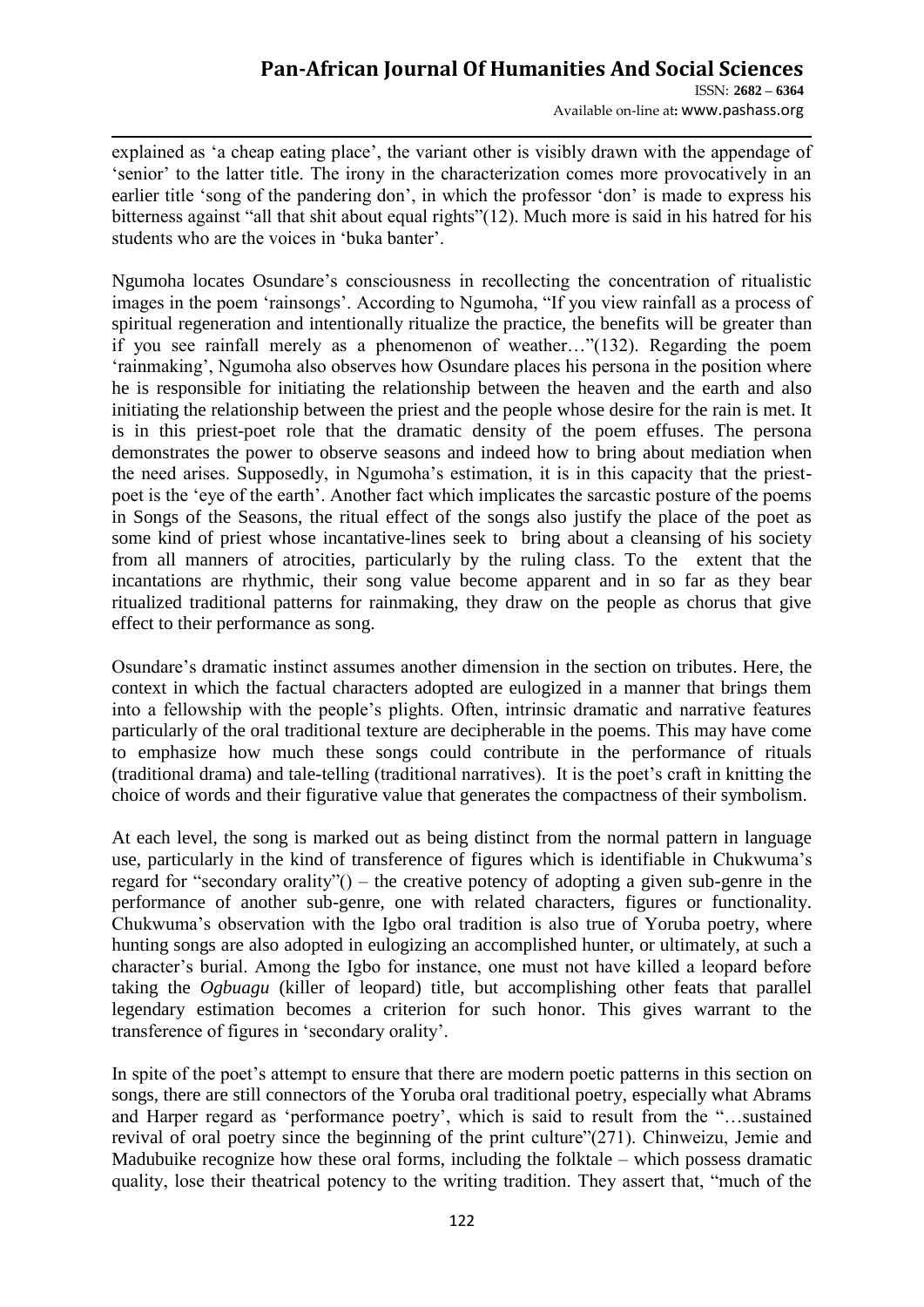explained as 'a cheap eating place', the variant other is visibly drawn with the appendage of 'senior' to the latter title. The irony in the characterization comes more provocatively in an earlier title 'song of the pandering don', in which the professor 'don' is made to express his bitterness against "all that shit about equal rights"(12). Much more is said in his hatred for his students who are the voices in 'buka banter'.

Ngumoha locates Osundare's consciousness in recollecting the concentration of ritualistic images in the poem 'rainsongs'. According to Ngumoha, "If you view rainfall as a process of spiritual regeneration and intentionally ritualize the practice, the benefits will be greater than if you see rainfall merely as a phenomenon of weather…"(132). Regarding the poem 'rainmaking', Ngumoha also observes how Osundare places his persona in the position where he is responsible for initiating the relationship between the heaven and the earth and also initiating the relationship between the priest and the people whose desire for the rain is met. It is in this priest-poet role that the dramatic density of the poem effuses. The persona demonstrates the power to observe seasons and indeed how to bring about mediation when the need arises. Supposedly, in Ngumoha's estimation, it is in this capacity that the priest-poet is the 'eye of the earth'. Another fact which implicates the sarcastic posture of the poems in Songs of the Seasons, the ritual effect of the songs also justify the place of the poet as some kind of priest whose incantative-lines seek to bring about a cleansing of his society from all manners of atrocities, particularly by the ruling class. To the extent that the incantations are rhythmic, their song value become apparent and in so far as they bear ritualized traditional patterns for rainmaking, they draw on the people as chorus that give effect to their performance as song.

Osundare's dramatic instinct assumes another dimension in the section on tributes. Here, the context in which the factual characters adopted are eulogized in a manner that brings them into a fellowship with the people's plights. Often, intrinsic dramatic and narrative features particularly of the oral traditional texture are decipherable in the poems. This may have come to emphasize how much these songs could contribute in the performance of rituals (traditional drama) and tale-telling (traditional narratives). It is the poet's craft in knitting the choice of words and their figurative value that generates the compactness of their symbolism.

At each level, the song is marked out as being distinct from the normal pattern in language use, particularly in the kind of transference of figures which is identifiable in Chukwuma's regard for "secondary orality"() – the creative potency of adopting a given sub-genre in the performance of another sub-genre, one with related characters, figures or functionality. Chukwuma's observation with the Igbo oral tradition is also true of Yoruba poetry, where hunting songs are also adopted in eulogizing an accomplished hunter, or ultimately, at such a character's burial. Among the Igbo for instance, one must not have killed a leopard before taking the *Ogbuagu* (killer of leopard) title, but accomplishing other feats that parallel legendary estimation becomes a criterion for such honor. This gives warrant to the transference of figures in 'secondary orality'.

In spite of the poet's attempt to ensure that there are modern poetic patterns in this section on songs, there are still connectors of the Yoruba oral traditional poetry, especially what Abrams and Harper regard as 'performance poetry', which is said to result from the "…sustained revival of oral poetry since the beginning of the print culture"(271). Chinweizu, Jemie and Madubuike recognize how these oral forms, including the folktale – which possess dramatic quality, lose their theatrical potency to the writing tradition. They assert that, "much of the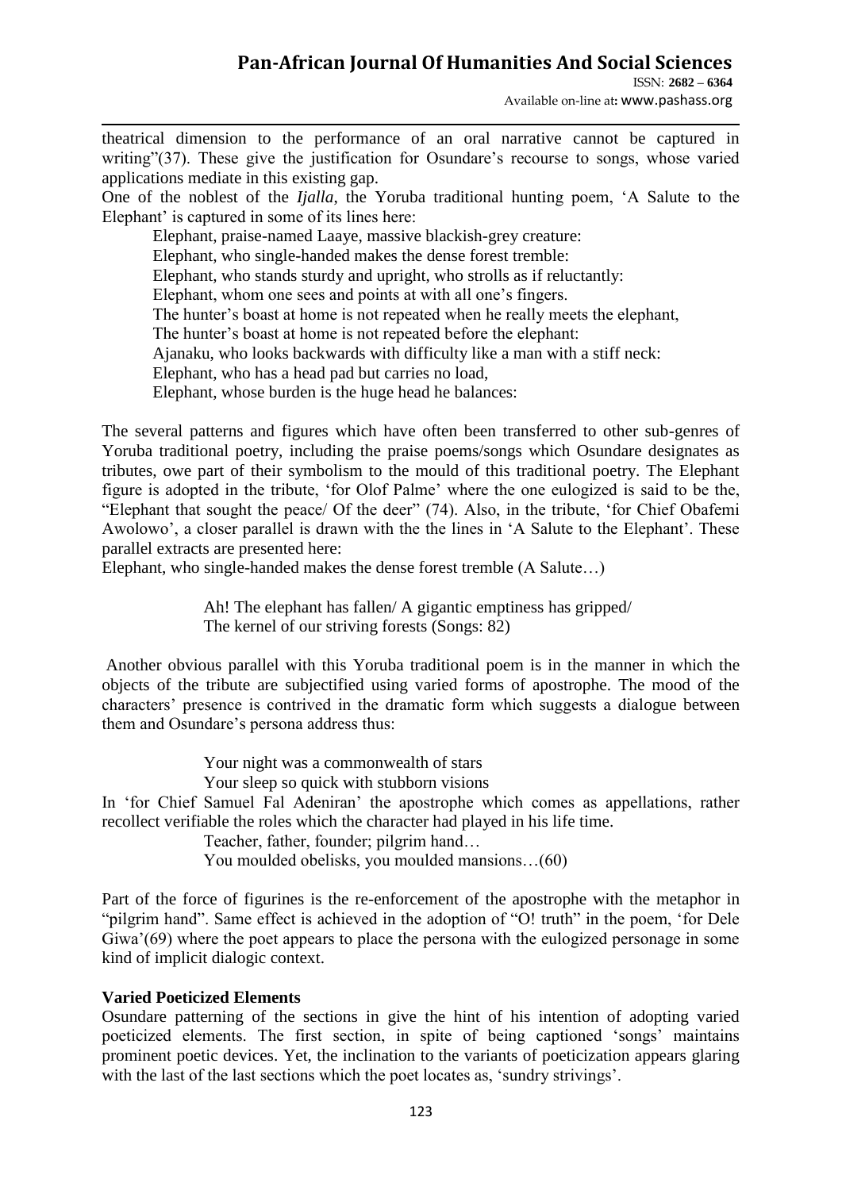theatrical dimension to the performance of an oral narrative cannot be captured in writing"(37). These give the justification for Osundare's recourse to songs, whose varied applications mediate in this existing gap.

One of the noblest of the *Ijalla*, the Yoruba traditional hunting poem, 'A Salute to the Elephant' is captured in some of its lines here:

> Elephant, praise-named Laaye, massive blackish-grey creature:
> Elephant, who single-handed makes the dense forest tremble:
> Elephant, who stands sturdy and upright, who strolls as if reluctantly:
> Elephant, whom one sees and points at with all one's fingers.
> The hunter's boast at home is not repeated when he really meets the elephant,
> The hunter's boast at home is not repeated before the elephant:
> Ajanaku, who looks backwards with difficulty like a man with a stiff neck:
> Elephant, who has a head pad but carries no load,
> Elephant, whose burden is the huge head he balances:

The several patterns and figures which have often been transferred to other sub-genres of Yoruba traditional poetry, including the praise poems/songs which Osundare designates as tributes, owe part of their symbolism to the mould of this traditional poetry. The Elephant figure is adopted in the tribute, 'for Olof Palme' where the one eulogized is said to be the, "Elephant that sought the peace/ Of the deer" (74). Also, in the tribute, 'for Chief Obafemi Awolowo', a closer parallel is drawn with the the lines in 'A Salute to the Elephant'. These parallel extracts are presented here:

Elephant, who single-handed makes the dense forest tremble (A Salute…)

> Ah! The elephant has fallen/ A gigantic emptiness has gripped/
> The kernel of our striving forests (Songs: 82)

Another obvious parallel with this Yoruba traditional poem is in the manner in which the objects of the tribute are subjectified using varied forms of apostrophe. The mood of the characters' presence is contrived in the dramatic form which suggests a dialogue between them and Osundare's persona address thus:

> Your night was a commonwealth of stars
> Your sleep so quick with stubborn visions

In 'for Chief Samuel Fal Adeniran' the apostrophe which comes as appellations, rather recollect verifiable the roles which the character had played in his life time.

> Teacher, father, founder; pilgrim hand…
> You moulded obelisks, you moulded mansions…(60)

Part of the force of figurines is the re-enforcement of the apostrophe with the metaphor in "pilgrim hand". Same effect is achieved in the adoption of "O! truth" in the poem, 'for Dele Giwa'(69) where the poet appears to place the persona with the eulogized personage in some kind of implicit dialogic context.

**Varied Poeticized Elements**

Osundare patterning of the sections in give the hint of his intention of adopting varied poeticized elements. The first section, in spite of being captioned 'songs' maintains prominent poetic devices. Yet, the inclination to the variants of poeticization appears glaring with the last of the last sections which the poet locates as, 'sundry strivings'.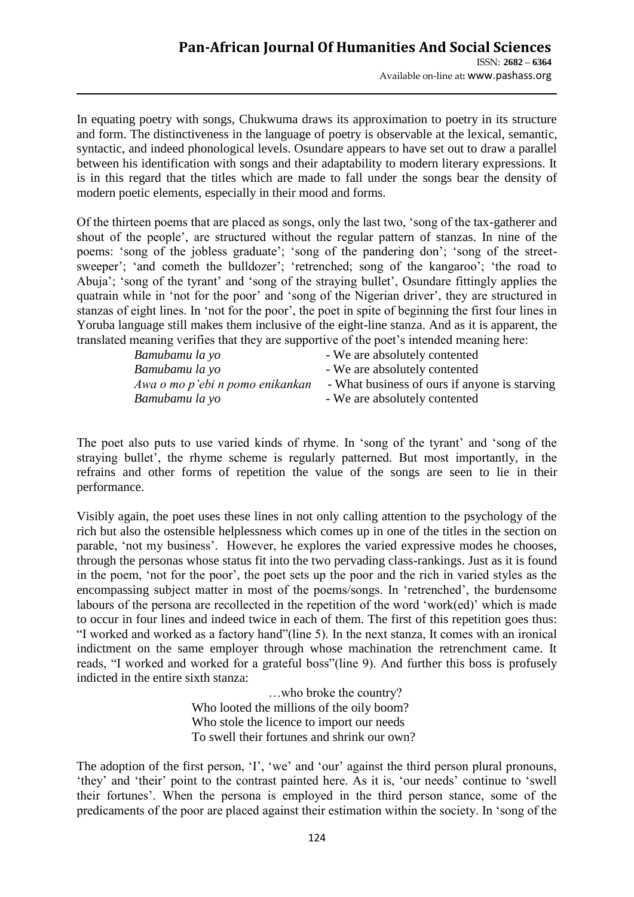In equating poetry with songs, Chukwuma draws its approximation to poetry in its structure and form. The distinctiveness in the language of poetry is observable at the lexical, semantic, syntactic, and indeed phonological levels. Osundare appears to have set out to draw a parallel between his identification with songs and their adaptability to modern literary expressions. It is in this regard that the titles which are made to fall under the songs bear the density of modern poetic elements, especially in their mood and forms.

Of the thirteen poems that are placed as songs, only the last two, 'song of the tax-gatherer and shout of the people', are structured without the regular pattern of stanzas. In nine of the poems: 'song of the jobless graduate'; 'song of the pandering don'; 'song of the street-sweeper'; 'and cometh the bulldozer'; 'retrenched; song of the kangaroo'; 'the road to Abuja'; 'song of the tyrant' and 'song of the straying bullet', Osundare fittingly applies the quatrain while in 'not for the poor' and 'song of the Nigerian driver', they are structured in stanzas of eight lines. In 'not for the poor', the poet in spite of beginning the first four lines in Yoruba language still makes them inclusive of the eight-line stanza. And as it is apparent, the translated meaning verifies that they are supportive of the poet's intended meaning here:

> *Bamubamu la yo* - We are absolutely contented
> *Bamubamu la yo* - We are absolutely contented
> *Awa o mo p'ebi n pomo enikankan* - What business of ours if anyone is starving
> *Bamubamu la yo* - We are absolutely contented

The poet also puts to use varied kinds of rhyme. In 'song of the tyrant' and 'song of the straying bullet', the rhyme scheme is regularly patterned. But most importantly, in the refrains and other forms of repetition the value of the songs are seen to lie in their performance.

Visibly again, the poet uses these lines in not only calling attention to the psychology of the rich but also the ostensible helplessness which comes up in one of the titles in the section on parable, 'not my business'. However, he explores the varied expressive modes he chooses, through the personas whose status fit into the two pervading class-rankings. Just as it is found in the poem, 'not for the poor', the poet sets up the poor and the rich in varied styles as the encompassing subject matter in most of the poems/songs. In 'retrenched', the burdensome labours of the persona are recollected in the repetition of the word 'work(ed)' which is made to occur in four lines and indeed twice in each of them. The first of this repetition goes thus: "I worked and worked as a factory hand"(line 5). In the next stanza, It comes with an ironical indictment on the same employer through whose machination the retrenchment came. It reads, "I worked and worked for a grateful boss"(line 9). And further this boss is profusely indicted in the entire sixth stanza:

> …who broke the country?
> Who looted the millions of the oily boom?
> Who stole the licence to import our needs
> To swell their fortunes and shrink our own?

The adoption of the first person, 'I', 'we' and 'our' against the third person plural pronouns, 'they' and 'their' point to the contrast painted here. As it is, 'our needs' continue to 'swell their fortunes'. When the persona is employed in the third person stance, some of the predicaments of the poor are placed against their estimation within the society. In 'song of the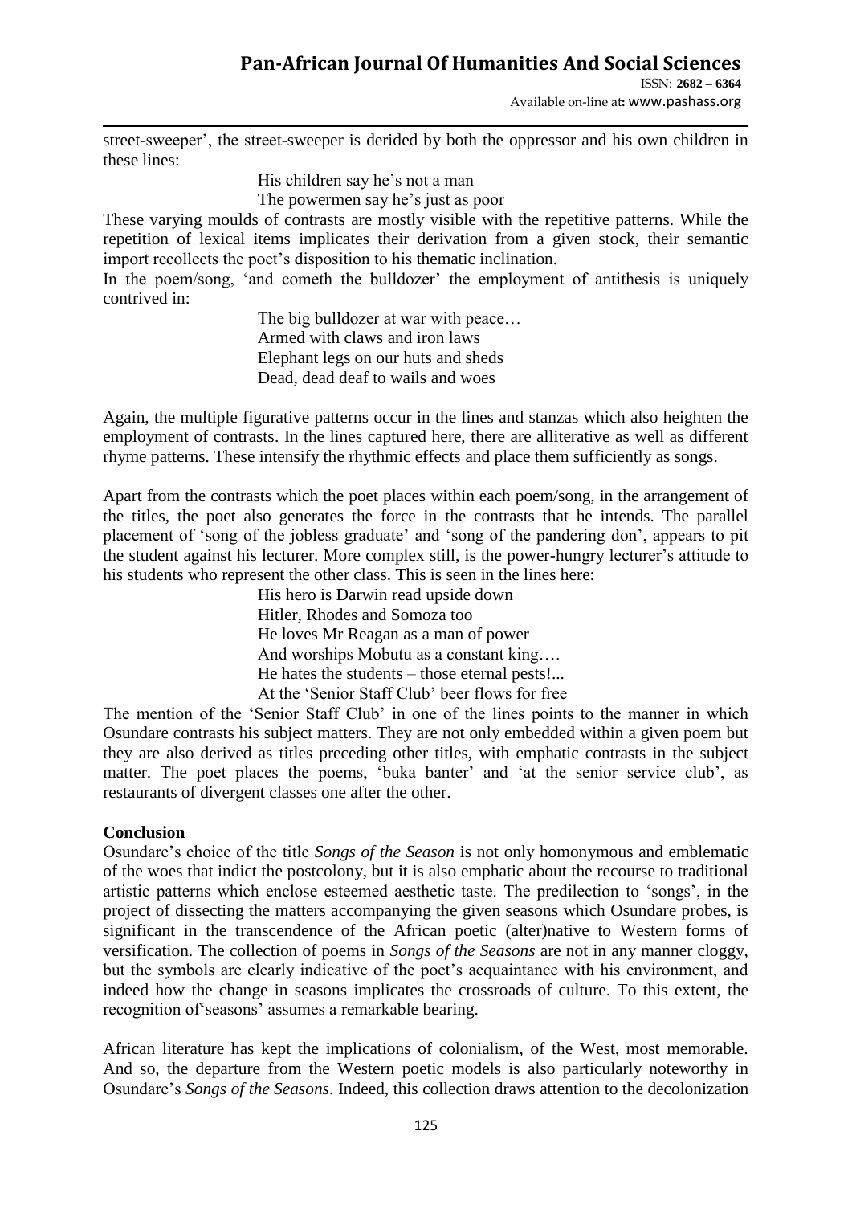street-sweeper', the street-sweeper is derided by both the oppressor and his own children in these lines:

> His children say he's not a man
> The powermen say he's just as poor

These varying moulds of contrasts are mostly visible with the repetitive patterns. While the repetition of lexical items implicates their derivation from a given stock, their semantic import recollects the poet's disposition to his thematic inclination.

In the poem/song, 'and cometh the bulldozer' the employment of antithesis is uniquely contrived in:

> The big bulldozer at war with peace…
> Armed with claws and iron laws
> Elephant legs on our huts and sheds
> Dead, dead deaf to wails and woes

Again, the multiple figurative patterns occur in the lines and stanzas which also heighten the employment of contrasts. In the lines captured here, there are alliterative as well as different rhyme patterns. These intensify the rhythmic effects and place them sufficiently as songs.

Apart from the contrasts which the poet places within each poem/song, in the arrangement of the titles, the poet also generates the force in the contrasts that he intends. The parallel placement of 'song of the jobless graduate' and 'song of the pandering don', appears to pit the student against his lecturer. More complex still, is the power-hungry lecturer's attitude to his students who represent the other class. This is seen in the lines here:

> His hero is Darwin read upside down
> Hitler, Rhodes and Somoza too
> He loves Mr Reagan as a man of power
> And worships Mobutu as a constant king….
> He hates the students – those eternal pests!...
> At the 'Senior Staff Club' beer flows for free

The mention of the 'Senior Staff Club' in one of the lines points to the manner in which Osundare contrasts his subject matters. They are not only embedded within a given poem but they are also derived as titles preceding other titles, with emphatic contrasts in the subject matter. The poet places the poems, 'buka banter' and 'at the senior service club', as restaurants of divergent classes one after the other.

**Conclusion**

Osundare's choice of the title *Songs of the Season* is not only homonymous and emblematic of the woes that indict the postcolony, but it is also emphatic about the recourse to traditional artistic patterns which enclose esteemed aesthetic taste. The predilection to 'songs', in the project of dissecting the matters accompanying the given seasons which Osundare probes, is significant in the transcendence of the African poetic (alter)native to Western forms of versification. The collection of poems in *Songs of the Seasons* are not in any manner cloggy, but the symbols are clearly indicative of the poet's acquaintance with his environment, and indeed how the change in seasons implicates the crossroads of culture. To this extent, the recognition of'seasons' assumes a remarkable bearing.

African literature has kept the implications of colonialism, of the West, most memorable. And so, the departure from the Western poetic models is also particularly noteworthy in Osundare's *Songs of the Seasons*. Indeed, this collection draws attention to the decolonization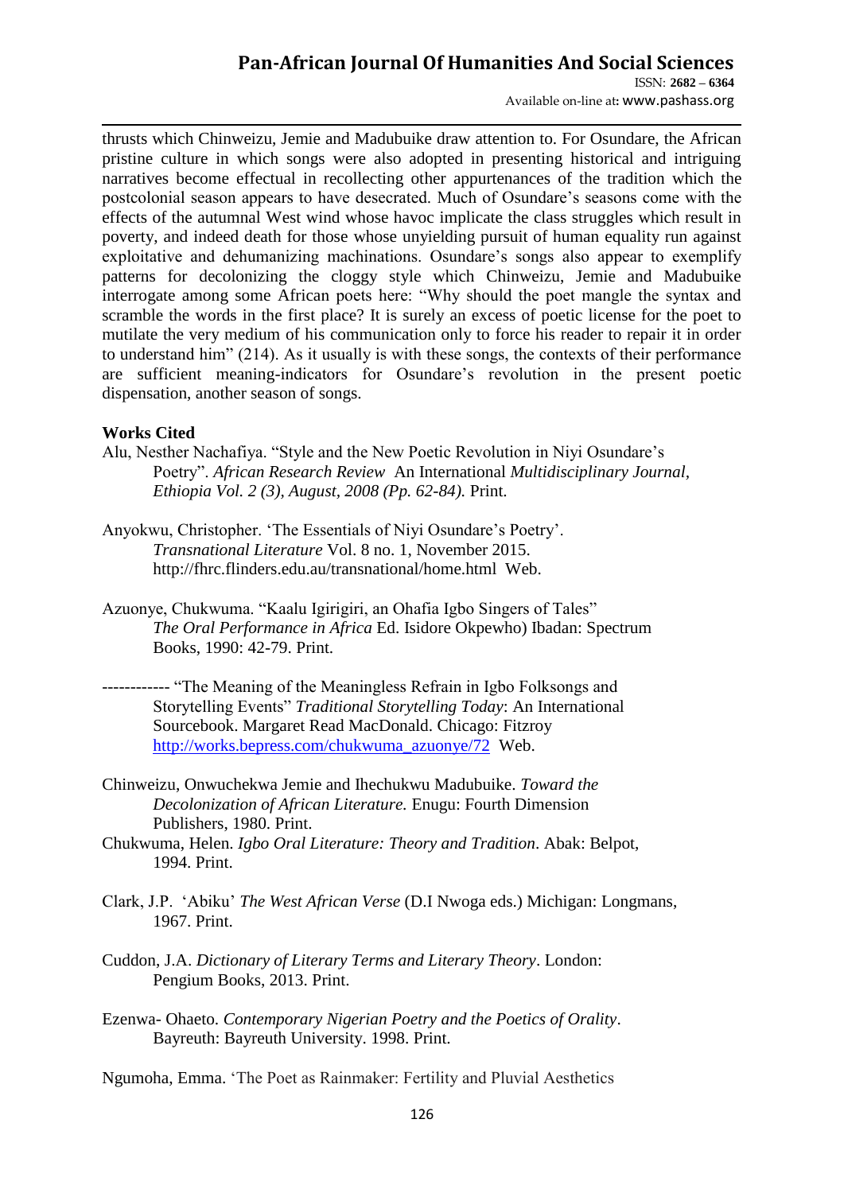thrusts which Chinweizu, Jemie and Madubuike draw attention to. For Osundare, the African pristine culture in which songs were also adopted in presenting historical and intriguing narratives become effectual in recollecting other appurtenances of the tradition which the postcolonial season appears to have desecrated. Much of Osundare's seasons come with the effects of the autumnal West wind whose havoc implicate the class struggles which result in poverty, and indeed death for those whose unyielding pursuit of human equality run against exploitative and dehumanizing machinations. Osundare's songs also appear to exemplify patterns for decolonizing the cloggy style which Chinweizu, Jemie and Madubuike interrogate among some African poets here: "Why should the poet mangle the syntax and scramble the words in the first place? It is surely an excess of poetic license for the poet to mutilate the very medium of his communication only to force his reader to repair it in order to understand him" (214). As it usually is with these songs, the contexts of their performance are sufficient meaning-indicators for Osundare's revolution in the present poetic dispensation, another season of songs.

**Works Cited**

Alu, Nesther Nachafiya. "Style and the New Poetic Revolution in Niyi Osundare's Poetry". *African Research Review* An International *Multidisciplinary Journal, Ethiopia Vol. 2 (3), August, 2008 (Pp. 62-84).* Print.

Anyokwu, Christopher. 'The Essentials of Niyi Osundare's Poetry'. *Transnational Literature* Vol. 8 no. 1, November 2015. http://fhrc.flinders.edu.au/transnational/home.html Web.

Azuonye, Chukwuma. "Kaalu Igirigiri, an Ohafia Igbo Singers of Tales" *The Oral Performance in Africa* Ed. Isidore Okpewho) Ibadan: Spectrum Books, 1990: 42-79. Print.

------------ "The Meaning of the Meaningless Refrain in Igbo Folksongs and Storytelling Events" *Traditional Storytelling Today*: An International Sourcebook. Margaret Read MacDonald. Chicago: Fitzroy http://works.bepress.com/chukwuma_azuonye/72 Web.

Chinweizu, Onwuchekwa Jemie and Ihechukwu Madubuike. *Toward the Decolonization of African Literature.* Enugu: Fourth Dimension Publishers, 1980. Print.

Chukwuma, Helen. *Igbo Oral Literature: Theory and Tradition*. Abak: Belpot, 1994. Print.

Clark, J.P. 'Abiku' *The West African Verse* (D.I Nwoga eds.) Michigan: Longmans, 1967. Print.

Cuddon, J.A. *Dictionary of Literary Terms and Literary Theory*. London: Pengium Books, 2013. Print.

Ezenwa- Ohaeto. *Contemporary Nigerian Poetry and the Poetics of Orality*. Bayreuth: Bayreuth University. 1998. Print.

Ngumoha, Emma. 'The Poet as Rainmaker: Fertility and Pluvial Aesthetics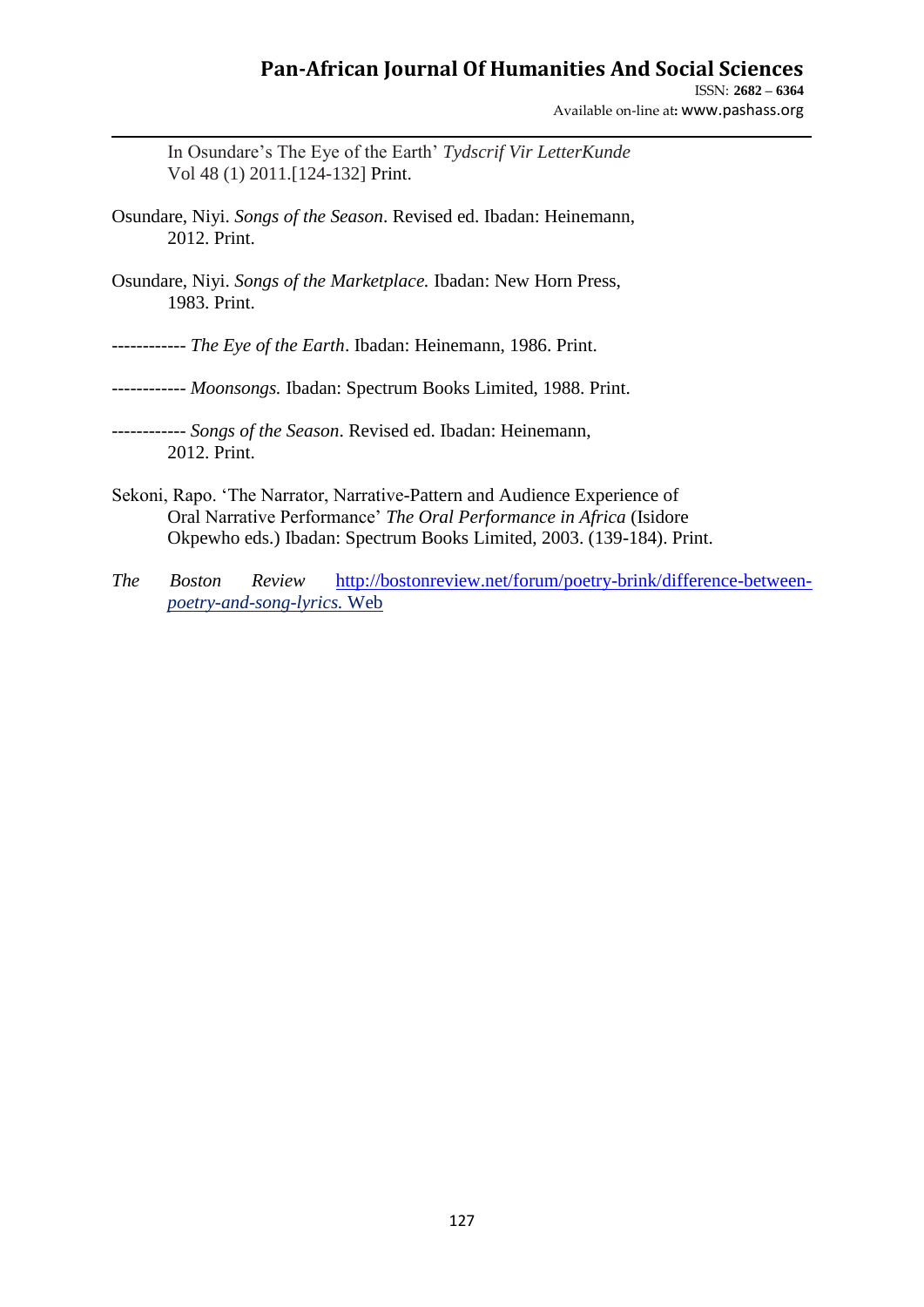In Osundare's The Eye of the Earth' *Tydscrif Vir LetterKunde* Vol 48 (1) 2011.[124-132] Print.

Osundare, Niyi. *Songs of the Season*. Revised ed. Ibadan: Heinemann, 2012. Print.

Osundare, Niyi. *Songs of the Marketplace.* Ibadan: New Horn Press, 1983. Print.

------------ *The Eye of the Earth*. Ibadan: Heinemann, 1986. Print.

------------ *Moonsongs.* Ibadan: Spectrum Books Limited, 1988. Print.

------------ *Songs of the Season*. Revised ed. Ibadan: Heinemann, 2012. Print.

Sekoni, Rapo. 'The Narrator, Narrative-Pattern and Audience Experience of Oral Narrative Performance' *The Oral Performance in Africa* (Isidore Okpewho eds.) Ibadan: Spectrum Books Limited, 2003. (139-184). Print.

*The Boston Review* http://bostonreview.net/forum/poetry-brink/difference-between-poetry-and-song-lyrics. Web